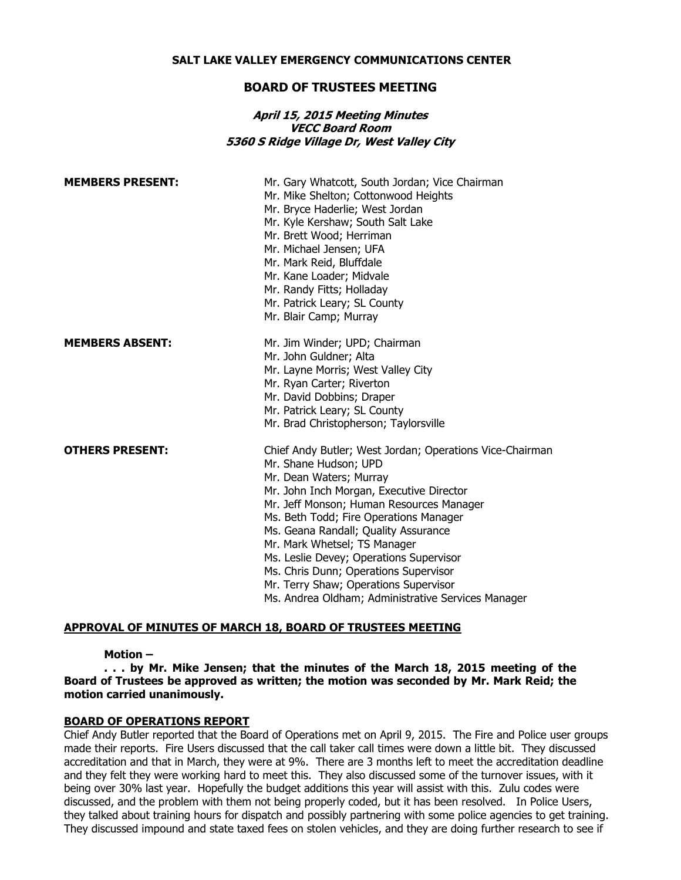**SALT LAKE VALLEY EMERGENCY COMMUNICATIONS CENTER**

## BOARD OF TRUSTEES MEETING

***April 15, 2015 Meeting Minutes***
***VECC Board Room***
***5360 S Ridge Village Dr, West Valley City***

**MEMBERS PRESENT:**

Mr. Gary Whatcott, South Jordan; Vice Chairman
Mr. Mike Shelton; Cottonwood Heights
Mr. Bryce Haderlie; West Jordan
Mr. Kyle Kershaw; South Salt Lake
Mr. Brett Wood; Herriman
Mr. Michael Jensen; UFA
Mr. Mark Reid, Bluffdale
Mr. Kane Loader; Midvale
Mr. Randy Fitts; Holladay
Mr. Patrick Leary; SL County
Mr. Blair Camp; Murray

**MEMBERS ABSENT:**

Mr. Jim Winder; UPD; Chairman
Mr. John Guldner; Alta
Mr. Layne Morris; West Valley City
Mr. Ryan Carter; Riverton
Mr. David Dobbins; Draper
Mr. Patrick Leary; SL County
Mr. Brad Christopherson; Taylorsville

**OTHERS PRESENT:**

Chief Andy Butler; West Jordan; Operations Vice-Chairman
Mr. Shane Hudson; UPD
Mr. Dean Waters; Murray
Mr. John Inch Morgan, Executive Director
Mr. Jeff Monson; Human Resources Manager
Ms. Beth Todd; Fire Operations Manager
Ms. Geana Randall; Quality Assurance
Mr. Mark Whetsel; TS Manager
Ms. Leslie Devey; Operations Supervisor
Ms. Chris Dunn; Operations Supervisor
Mr. Terry Shaw; Operations Supervisor
Ms. Andrea Oldham; Administrative Services Manager

**<u>APPROVAL OF MINUTES OF MARCH 18, BOARD OF TRUSTEES MEETING</u>**

**Motion –**

**. . . by Mr. Mike Jensen; that the minutes of the March 18, 2015 meeting of the Board of Trustees be approved as written; the motion was seconded by Mr. Mark Reid; the motion carried unanimously.**

**<u>BOARD OF OPERATIONS REPORT</u>**

Chief Andy Butler reported that the Board of Operations met on April 9, 2015. The Fire and Police user groups made their reports. Fire Users discussed that the call taker call times were down a little bit. They discussed accreditation and that in March, they were at 9%. There are 3 months left to meet the accreditation deadline and they felt they were working hard to meet this. They also discussed some of the turnover issues, with it being over 30% last year. Hopefully the budget additions this year will assist with this. Zulu codes were discussed, and the problem with them not being properly coded, but it has been resolved. In Police Users, they talked about training hours for dispatch and possibly partnering with some police agencies to get training. They discussed impound and state taxed fees on stolen vehicles, and they are doing further research to see if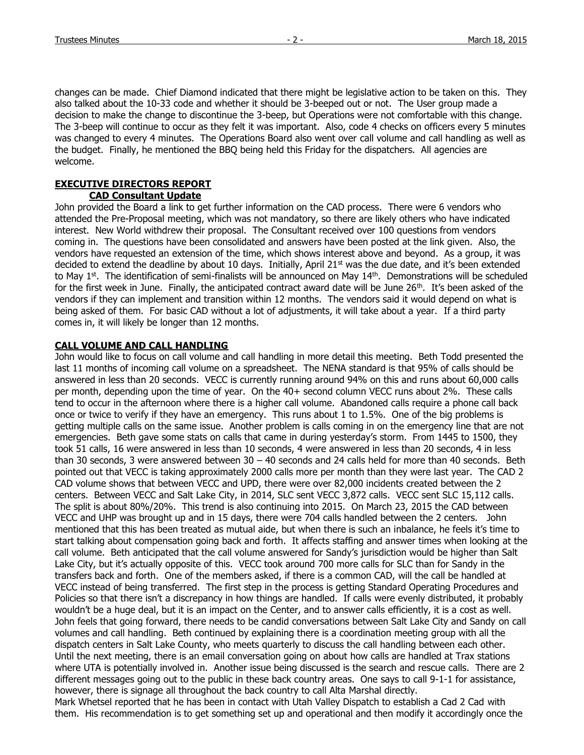changes can be made. Chief Diamond indicated that there might be legislative action to be taken on this. They also talked about the 10-33 code and whether it should be 3-beeped out or not. The User group made a decision to make the change to discontinue the 3-beep, but Operations were not comfortable with this change. The 3-beep will continue to occur as they felt it was important. Also, code 4 checks on officers every 5 minutes was changed to every 4 minutes. The Operations Board also went over call volume and call handling as well as the budget. Finally, he mentioned the BBQ being held this Friday for the dispatchers. All agencies are welcome.

## EXECUTIVE DIRECTORS REPORT

### CAD Consultant Update

John provided the Board a link to get further information on the CAD process. There were 6 vendors who attended the Pre-Proposal meeting, which was not mandatory, so there are likely others who have indicated interest. New World withdrew their proposal. The Consultant received over 100 questions from vendors coming in. The questions have been consolidated and answers have been posted at the link given. Also, the vendors have requested an extension of the time, which shows interest above and beyond. As a group, it was decided to extend the deadline by about 10 days. Initially, April 21st was the due date, and it's been extended to May 1st. The identification of semi-finalists will be announced on May 14th. Demonstrations will be scheduled for the first week in June. Finally, the anticipated contract award date will be June 26th. It's been asked of the vendors if they can implement and transition within 12 months. The vendors said it would depend on what is being asked of them. For basic CAD without a lot of adjustments, it will take about a year. If a third party comes in, it will likely be longer than 12 months.

## CALL VOLUME AND CALL HANDLING

John would like to focus on call volume and call handling in more detail this meeting. Beth Todd presented the last 11 months of incoming call volume on a spreadsheet. The NENA standard is that 95% of calls should be answered in less than 20 seconds. VECC is currently running around 94% on this and runs about 60,000 calls per month, depending upon the time of year. On the 40+ second column VECC runs about 2%. These calls tend to occur in the afternoon where there is a higher call volume. Abandoned calls require a phone call back once or twice to verify if they have an emergency. This runs about 1 to 1.5%. One of the big problems is getting multiple calls on the same issue. Another problem is calls coming in on the emergency line that are not emergencies. Beth gave some stats on calls that came in during yesterday's storm. From 1445 to 1500, they took 51 calls, 16 were answered in less than 10 seconds, 4 were answered in less than 20 seconds, 4 in less than 30 seconds, 3 were answered between 30 – 40 seconds and 24 calls held for more than 40 seconds. Beth pointed out that VECC is taking approximately 2000 calls more per month than they were last year. The CAD 2 CAD volume shows that between VECC and UPD, there were over 82,000 incidents created between the 2 centers. Between VECC and Salt Lake City, in 2014, SLC sent VECC 3,872 calls. VECC sent SLC 15,112 calls. The split is about 80%/20%. This trend is also continuing into 2015. On March 23, 2015 the CAD between VECC and UHP was brought up and in 15 days, there were 704 calls handled between the 2 centers. John mentioned that this has been treated as mutual aide, but when there is such an inbalance, he feels it's time to start talking about compensation going back and forth. It affects staffing and answer times when looking at the call volume. Beth anticipated that the call volume answered for Sandy's jurisdiction would be higher than Salt Lake City, but it's actually opposite of this. VECC took around 700 more calls for SLC than for Sandy in the transfers back and forth. One of the members asked, if there is a common CAD, will the call be handled at VECC instead of being transferred. The first step in the process is getting Standard Operating Procedures and Policies so that there isn't a discrepancy in how things are handled. If calls were evenly distributed, it probably wouldn't be a huge deal, but it is an impact on the Center, and to answer calls efficiently, it is a cost as well. John feels that going forward, there needs to be candid conversations between Salt Lake City and Sandy on call volumes and call handling. Beth continued by explaining there is a coordination meeting group with all the dispatch centers in Salt Lake County, who meets quarterly to discuss the call handling between each other. Until the next meeting, there is an email conversation going on about how calls are handled at Trax stations where UTA is potentially involved in. Another issue being discussed is the search and rescue calls. There are 2 different messages going out to the public in these back country areas. One says to call 9-1-1 for assistance, however, there is signage all throughout the back country to call Alta Marshal directly.

Mark Whetsel reported that he has been in contact with Utah Valley Dispatch to establish a Cad 2 Cad with them. His recommendation is to get something set up and operational and then modify it accordingly once the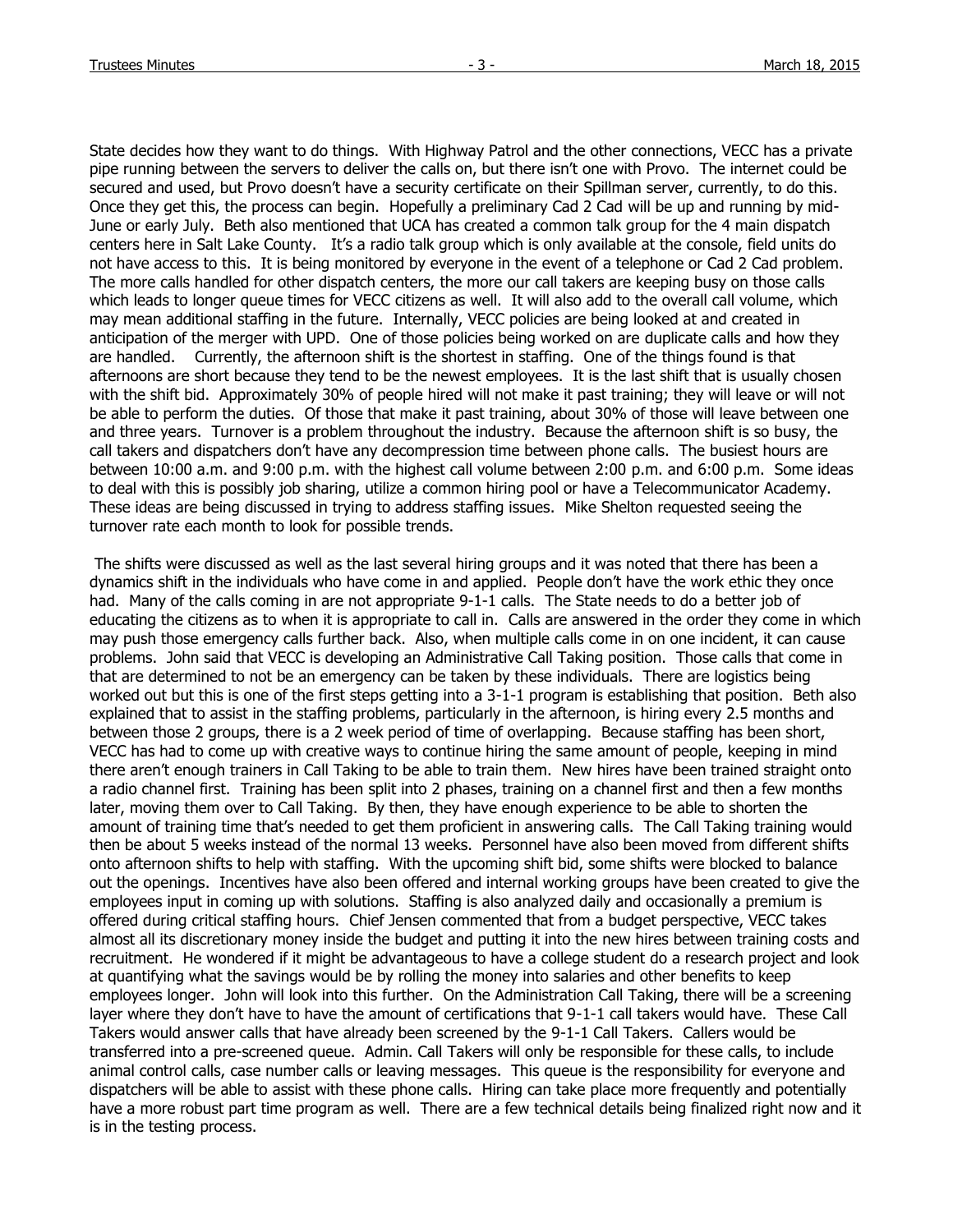State decides how they want to do things. With Highway Patrol and the other connections, VECC has a private pipe running between the servers to deliver the calls on, but there isn't one with Provo. The internet could be secured and used, but Provo doesn't have a security certificate on their Spillman server, currently, to do this. Once they get this, the process can begin. Hopefully a preliminary Cad 2 Cad will be up and running by mid-June or early July. Beth also mentioned that UCA has created a common talk group for the 4 main dispatch centers here in Salt Lake County. It's a radio talk group which is only available at the console, field units do not have access to this. It is being monitored by everyone in the event of a telephone or Cad 2 Cad problem. The more calls handled for other dispatch centers, the more our call takers are keeping busy on those calls which leads to longer queue times for VECC citizens as well. It will also add to the overall call volume, which may mean additional staffing in the future. Internally, VECC policies are being looked at and created in anticipation of the merger with UPD. One of those policies being worked on are duplicate calls and how they are handled. Currently, the afternoon shift is the shortest in staffing. One of the things found is that afternoons are short because they tend to be the newest employees. It is the last shift that is usually chosen with the shift bid. Approximately 30% of people hired will not make it past training; they will leave or will not be able to perform the duties. Of those that make it past training, about 30% of those will leave between one and three years. Turnover is a problem throughout the industry. Because the afternoon shift is so busy, the call takers and dispatchers don't have any decompression time between phone calls. The busiest hours are between 10:00 a.m. and 9:00 p.m. with the highest call volume between 2:00 p.m. and 6:00 p.m. Some ideas to deal with this is possibly job sharing, utilize a common hiring pool or have a Telecommunicator Academy. These ideas are being discussed in trying to address staffing issues. Mike Shelton requested seeing the turnover rate each month to look for possible trends.

The shifts were discussed as well as the last several hiring groups and it was noted that there has been a dynamics shift in the individuals who have come in and applied. People don't have the work ethic they once had. Many of the calls coming in are not appropriate 9-1-1 calls. The State needs to do a better job of educating the citizens as to when it is appropriate to call in. Calls are answered in the order they come in which may push those emergency calls further back. Also, when multiple calls come in on one incident, it can cause problems. John said that VECC is developing an Administrative Call Taking position. Those calls that come in that are determined to not be an emergency can be taken by these individuals. There are logistics being worked out but this is one of the first steps getting into a 3-1-1 program is establishing that position. Beth also explained that to assist in the staffing problems, particularly in the afternoon, is hiring every 2.5 months and between those 2 groups, there is a 2 week period of time of overlapping. Because staffing has been short, VECC has had to come up with creative ways to continue hiring the same amount of people, keeping in mind there aren't enough trainers in Call Taking to be able to train them. New hires have been trained straight onto a radio channel first. Training has been split into 2 phases, training on a channel first and then a few months later, moving them over to Call Taking. By then, they have enough experience to be able to shorten the amount of training time that's needed to get them proficient in answering calls. The Call Taking training would then be about 5 weeks instead of the normal 13 weeks. Personnel have also been moved from different shifts onto afternoon shifts to help with staffing. With the upcoming shift bid, some shifts were blocked to balance out the openings. Incentives have also been offered and internal working groups have been created to give the employees input in coming up with solutions. Staffing is also analyzed daily and occasionally a premium is offered during critical staffing hours. Chief Jensen commented that from a budget perspective, VECC takes almost all its discretionary money inside the budget and putting it into the new hires between training costs and recruitment. He wondered if it might be advantageous to have a college student do a research project and look at quantifying what the savings would be by rolling the money into salaries and other benefits to keep employees longer. John will look into this further. On the Administration Call Taking, there will be a screening layer where they don't have to have the amount of certifications that 9-1-1 call takers would have. These Call Takers would answer calls that have already been screened by the 9-1-1 Call Takers. Callers would be transferred into a pre-screened queue. Admin. Call Takers will only be responsible for these calls, to include animal control calls, case number calls or leaving messages. This queue is the responsibility for everyone and dispatchers will be able to assist with these phone calls. Hiring can take place more frequently and potentially have a more robust part time program as well. There are a few technical details being finalized right now and it is in the testing process.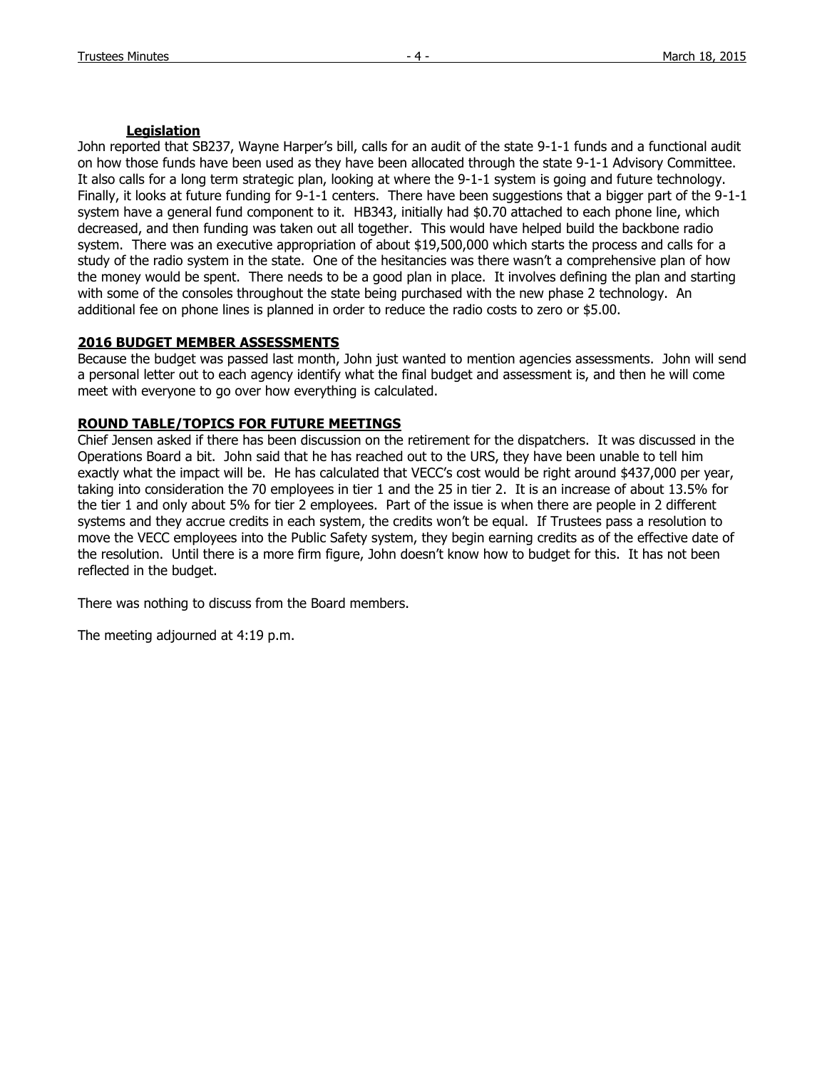### Legislation

John reported that SB237, Wayne Harper's bill, calls for an audit of the state 9-1-1 funds and a functional audit on how those funds have been used as they have been allocated through the state 9-1-1 Advisory Committee. It also calls for a long term strategic plan, looking at where the 9-1-1 system is going and future technology. Finally, it looks at future funding for 9-1-1 centers. There have been suggestions that a bigger part of the 9-1-1 system have a general fund component to it. HB343, initially had $0.70 attached to each phone line, which decreased, and then funding was taken out all together. This would have helped build the backbone radio system. There was an executive appropriation of about $19,500,000 which starts the process and calls for a study of the radio system in the state. One of the hesitancies was there wasn't a comprehensive plan of how the money would be spent. There needs to be a good plan in place. It involves defining the plan and starting with some of the consoles throughout the state being purchased with the new phase 2 technology. An additional fee on phone lines is planned in order to reduce the radio costs to zero or $5.00.

## 2016 BUDGET MEMBER ASSESSMENTS

Because the budget was passed last month, John just wanted to mention agencies assessments. John will send a personal letter out to each agency identify what the final budget and assessment is, and then he will come meet with everyone to go over how everything is calculated.

## ROUND TABLE/TOPICS FOR FUTURE MEETINGS

Chief Jensen asked if there has been discussion on the retirement for the dispatchers. It was discussed in the Operations Board a bit. John said that he has reached out to the URS, they have been unable to tell him exactly what the impact will be. He has calculated that VECC's cost would be right around $437,000 per year, taking into consideration the 70 employees in tier 1 and the 25 in tier 2. It is an increase of about 13.5% for the tier 1 and only about 5% for tier 2 employees. Part of the issue is when there are people in 2 different systems and they accrue credits in each system, the credits won't be equal. If Trustees pass a resolution to move the VECC employees into the Public Safety system, they begin earning credits as of the effective date of the resolution. Until there is a more firm figure, John doesn't know how to budget for this. It has not been reflected in the budget.

There was nothing to discuss from the Board members.

The meeting adjourned at 4:19 p.m.